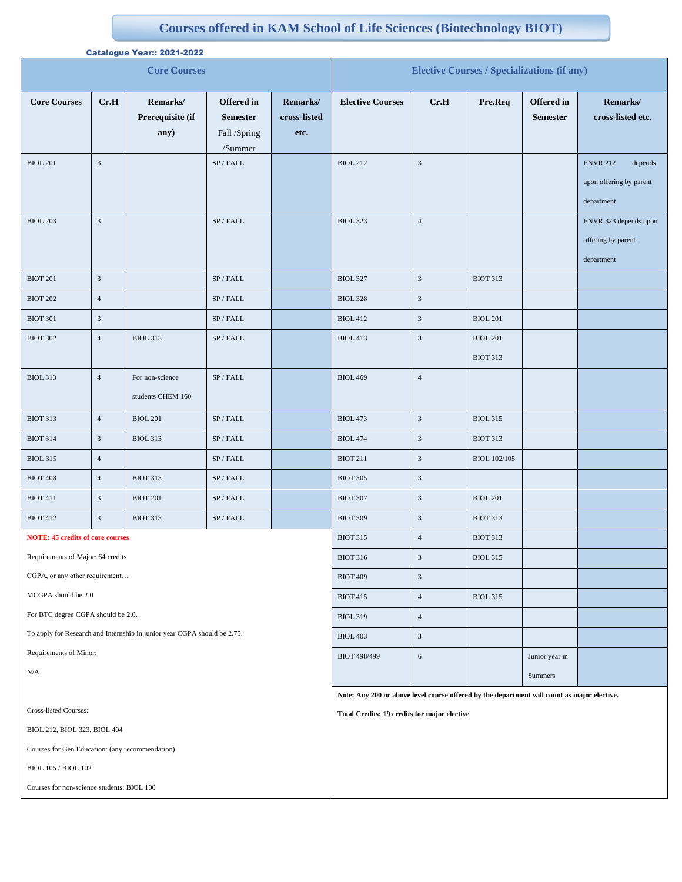# Courses offered in KAM School of Life Sciences (Biotechnology BIOT)

**Catalogue Year:: 2021-2022**

| Core Courses | | | | | Elective Courses / Specializations (if any) | | | | |
|---|---|---|---|---|---|---|---|---|---|
| **Core Courses** | **Cr.H** | **Remarks/ Prerequisite (if any)** | **Offered in Semester Fall /Spring /Summer** | **Remarks/ cross-listed etc.** | **Elective Courses** | **Cr.H** | **Pre.Req** | **Offered in Semester** | **Remarks/ cross-listed etc.** |
| BIOL 201 | 3 | | SP / FALL | | BIOL 212 | 3 | | | ENVR 212 depends upon offering by parent department |
| BIOL 203 | 3 | | SP / FALL | | BIOL 323 | 4 | | | ENVR 323 depends upon offering by parent department |
| BIOT 201 | 3 | | SP / FALL | | BIOL 327 | 3 | BIOT 313 | | |
| BIOT 202 | 4 | | SP / FALL | | BIOL 328 | 3 | | | |
| BIOT 301 | 3 | | SP / FALL | | BIOL 412 | 3 | BIOL 201 | | |
| BIOT 302 | 4 | BIOL 313 | SP / FALL | | BIOL 413 | 3 | BIOL 201 BIOT 313 | | |
| BIOL 313 | 4 | For non-science students CHEM 160 | SP / FALL | | BIOL 469 | 4 | | | |
| BIOT 313 | 4 | BIOL 201 | SP / FALL | | BIOL 473 | 3 | BIOL 315 | | |
| BIOT 314 | 3 | BIOL 313 | SP / FALL | | BIOL 474 | 3 | BIOT 313 | | |
| BIOL 315 | 4 | | SP / FALL | | BIOT 211 | 3 | BIOL 102/105 | | |
| BIOT 408 | 4 | BIOT 313 | SP / FALL | | BIOT 305 | 3 | | | |
| BIOT 411 | 3 | BIOT 201 | SP / FALL | | BIOT 307 | 3 | BIOL 201 | | |
| BIOT 412 | 3 | BIOT 313 | SP / FALL | | BIOT 309 | 3 | BIOT 313 | | |
| | | | | | BIOT 315 | 4 | BIOT 313 | | |
| | | | | | BIOT 316 | 3 | BIOL 315 | | |
| | | | | | BIOT 409 | 3 | | | |
| | | | | | BIOT 415 | 4 | BIOL 315 | | |
| | | | | | BIOL 319 | 4 | | | |
| | | | | | BIOL 403 | 3 | | | |
| | | | | | BIOT 498/499 | 6 | | Junior year in Summers | |

**NOTE: 45 credits of core courses**

Requirements of Major: 64 credits

CGPA, or any other requirement…

MCGPA should be 2.0

For BTC degree CGPA should be 2.0.

To apply for Research and Internship in junior year CGPA should be 2.75.

Requirements of Minor:

N/A

Cross-listed Courses:

BIOL 212, BIOL 323, BIOL 404

Courses for Gen.Education: (any recommendation)

BIOL 105 / BIOL 102

Courses for non-science students: BIOL 100

**Note: Any 200 or above level course offered by the department will count as major elective.**

**Total Credits: 19 credits for major elective**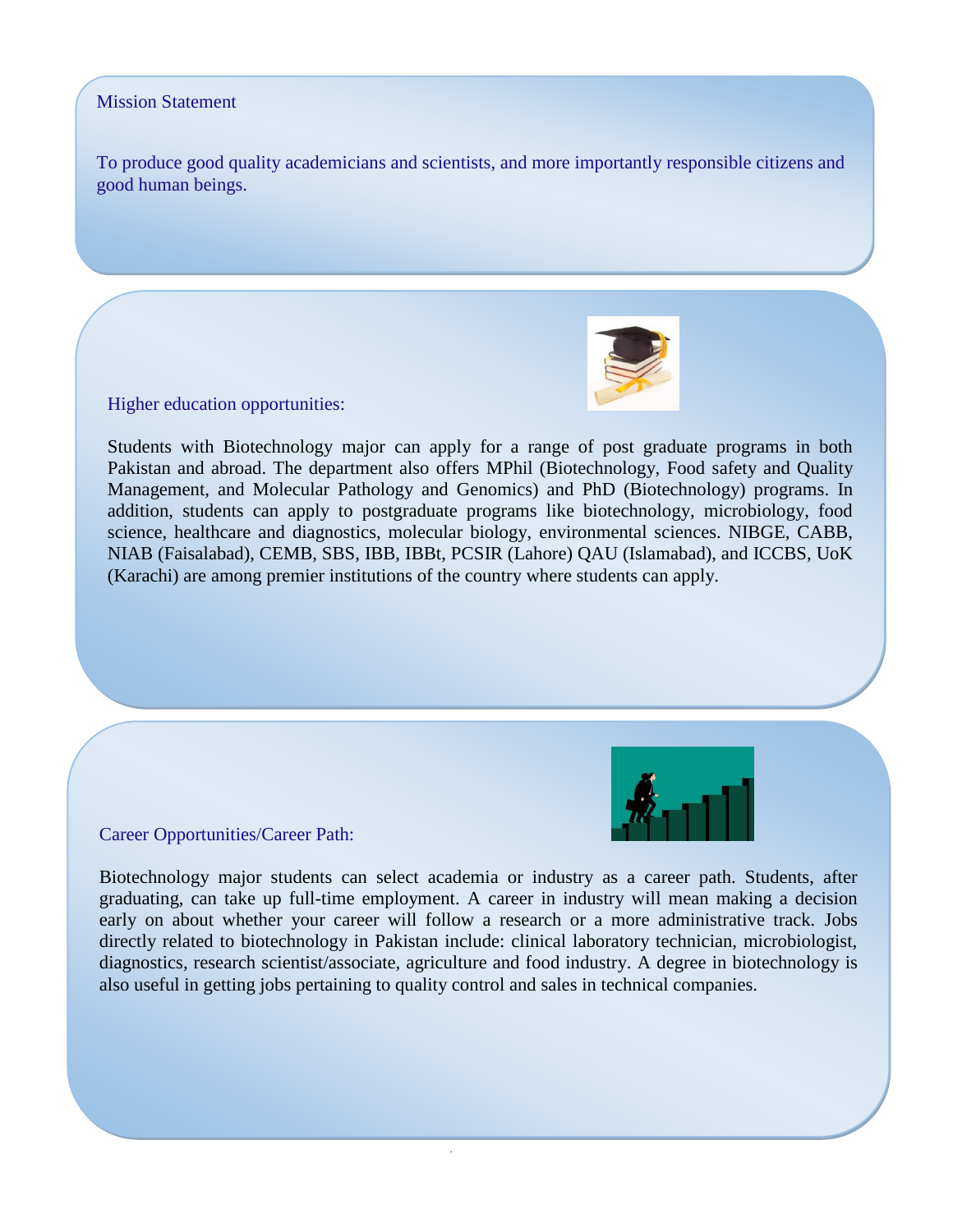## Mission Statement

To produce good quality academicians and scientists, and more importantly responsible citizens and good human beings.

## Higher education opportunities:

Students with Biotechnology major can apply for a range of post graduate programs in both Pakistan and abroad. The department also offers MPhil (Biotechnology, Food safety and Quality Management, and Molecular Pathology and Genomics) and PhD (Biotechnology) programs. In addition, students can apply to postgraduate programs like biotechnology, microbiology, food science, healthcare and diagnostics, molecular biology, environmental sciences. NIBGE, CABB, NIAB (Faisalabad), CEMB, SBS, IBB, IBBt, PCSIR (Lahore) QAU (Islamabad), and ICCBS, UoK (Karachi) are among premier institutions of the country where students can apply.

## Career Opportunities/Career Path:

Biotechnology major students can select academia or industry as a career path. Students, after graduating, can take up full-time employment. A career in industry will mean making a decision early on about whether your career will follow a research or a more administrative track. Jobs directly related to biotechnology in Pakistan include: clinical laboratory technician, microbiologist, diagnostics, research scientist/associate, agriculture and food industry. A degree in biotechnology is also useful in getting jobs pertaining to quality control and sales in technical companies.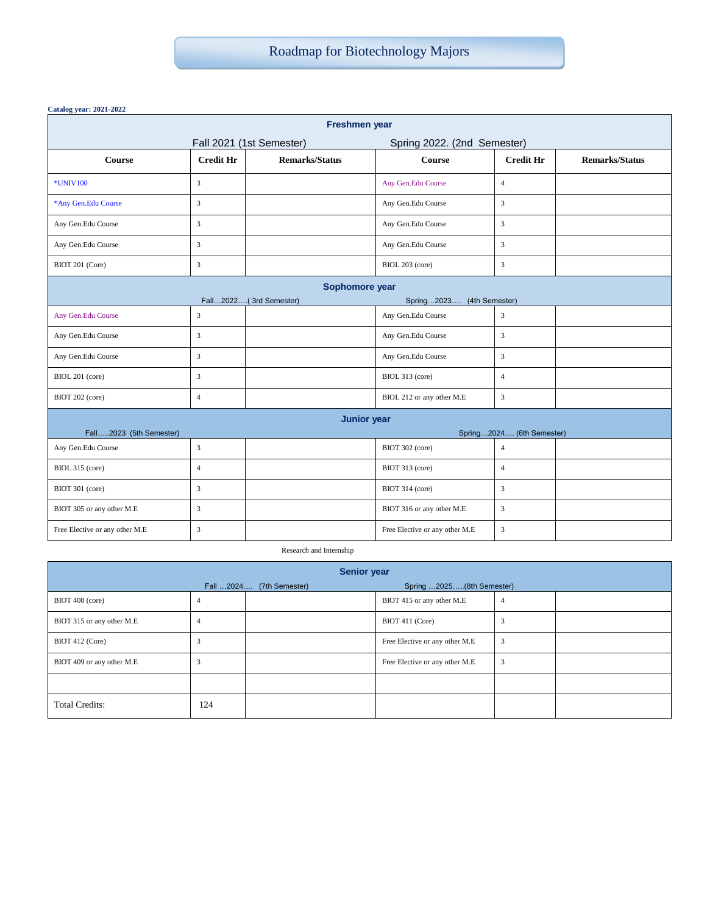# Roadmap for Biotechnology Majors

**Catalog year: 2021-2022**

| Course | Credit Hr | Remarks/Status | Course | Credit Hr | Remarks/Status |
|---|---|---|---|---|---|
| **Freshmen year** | | | | | |
| Fall 2021 (1st Semester) | | | Spring 2022. (2nd Semester) | | |
| *UNIV100 | 3 | | Any Gen.Edu Course | 4 | |
| *Any Gen.Edu Course | 3 | | Any Gen.Edu Course | 3 | |
| Any Gen.Edu Course | 3 | | Any Gen.Edu Course | 3 | |
| Any Gen.Edu Course | 3 | | Any Gen.Edu Course | 3 | |
| BIOT 201 (Core) | 3 | | BIOL 203 (core) | 3 | |
| **Sophomore year** | | | | | |
| Fall…2022….( 3rd Semester) | | | Spring…2023…. (4th Semester) | | |
| Any Gen.Edu Course | 3 | | Any Gen.Edu Course | 3 | |
| Any Gen.Edu Course | 3 | | Any Gen.Edu Course | 3 | |
| Any Gen.Edu Course | 3 | | Any Gen.Edu Course | 3 | |
| BIOL 201 (core) | 3 | | BIOL 313 (core) | 4 | |
| BIOT 202 (core) | 4 | | BIOL 212 or any other M.E | 3 | |
| **Junior year** | | | | | |
| Fall…..2023 (5th Semester) | | | Spring…2024…. (6th Semester) | | |
| Any Gen.Edu Course | 3 | | BIOT 302 (core) | 4 | |
| BIOL 315 (core) | 4 | | BIOT 313 (core) | 4 | |
| BIOT 301 (core) | 3 | | BIOT 314 (core) | 3 | |
| BIOT 305 or any other M.E | 3 | | BIOT 316 or any other M.E | 3 | |
| Free Elective or any other M.E | 3 | | Free Elective or any other M.E | 3 | |

Research and Internship

| | | | | | |
|---|---|---|---|---|---|
| **Senior year** | | | | | |
| Fall …2024…. (7th Semester) | | | Spring …2025…..(8th Semester) | | |
| BIOT 408 (core) | 4 | | BIOT 415 or any other M.E | 4 | |
| BIOT 315 or any other M.E | 4 | | BIOT 411 (Core) | 3 | |
| BIOT 412 (Core) | 3 | | Free Elective or any other M.E | 3 | |
| BIOT 409 or any other M.E | 3 | | Free Elective or any other M.E | 3 | |
| | | | | | |
| Total Credits: | 124 | | | | |